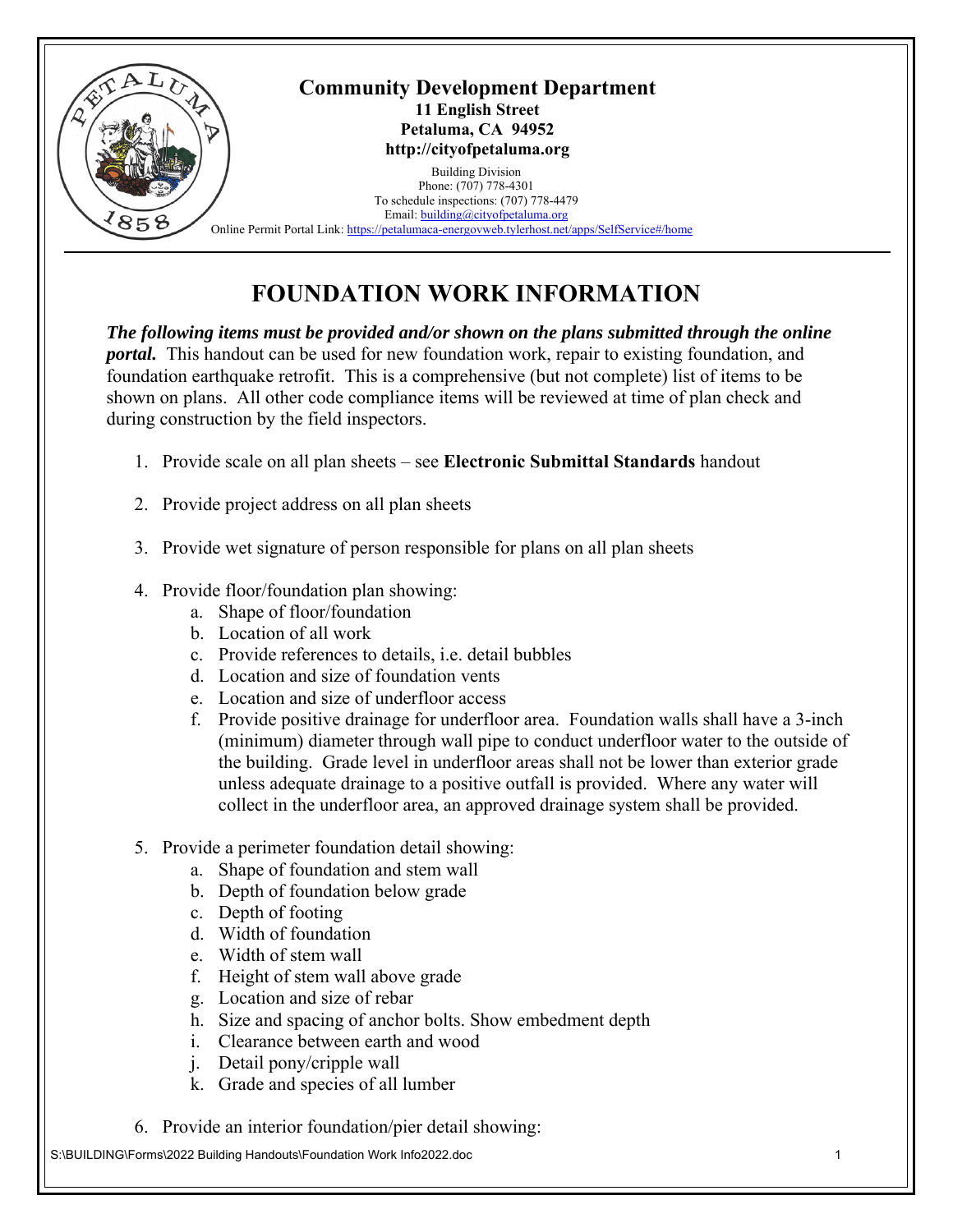**Community Development Department**
**11 English Street**
**Petaluma, CA 94952**
**http://cityofpetaluma.org**

Building Division
Phone: (707) 778-4301
To schedule inspections: (707) 778-4479
Email: building@cityofpetaluma.org
Online Permit Portal Link: https://petalumaca-energovweb.tylerhost.net/apps/SelfService#/home

# FOUNDATION WORK INFORMATION

***The following items must be provided and/or shown on the plans submitted through the online portal.*** This handout can be used for new foundation work, repair to existing foundation, and foundation earthquake retrofit. This is a comprehensive (but not complete) list of items to be shown on plans. All other code compliance items will be reviewed at time of plan check and during construction by the field inspectors.

1. Provide scale on all plan sheets – see **Electronic Submittal Standards** handout

2. Provide project address on all plan sheets

3. Provide wet signature of person responsible for plans on all plan sheets

4. Provide floor/foundation plan showing:
    a. Shape of floor/foundation
    b. Location of all work
    c. Provide references to details, i.e. detail bubbles
    d. Location and size of foundation vents
    e. Location and size of underfloor access
    f. Provide positive drainage for underfloor area. Foundation walls shall have a 3-inch (minimum) diameter through wall pipe to conduct underfloor water to the outside of the building. Grade level in underfloor areas shall not be lower than exterior grade unless adequate drainage to a positive outfall is provided. Where any water will collect in the underfloor area, an approved drainage system shall be provided.

5. Provide a perimeter foundation detail showing:
    a. Shape of foundation and stem wall
    b. Depth of foundation below grade
    c. Depth of footing
    d. Width of foundation
    e. Width of stem wall
    f. Height of stem wall above grade
    g. Location and size of rebar
    h. Size and spacing of anchor bolts. Show embedment depth
    i. Clearance between earth and wood
    j. Detail pony/cripple wall
    k. Grade and species of all lumber

6. Provide an interior foundation/pier detail showing: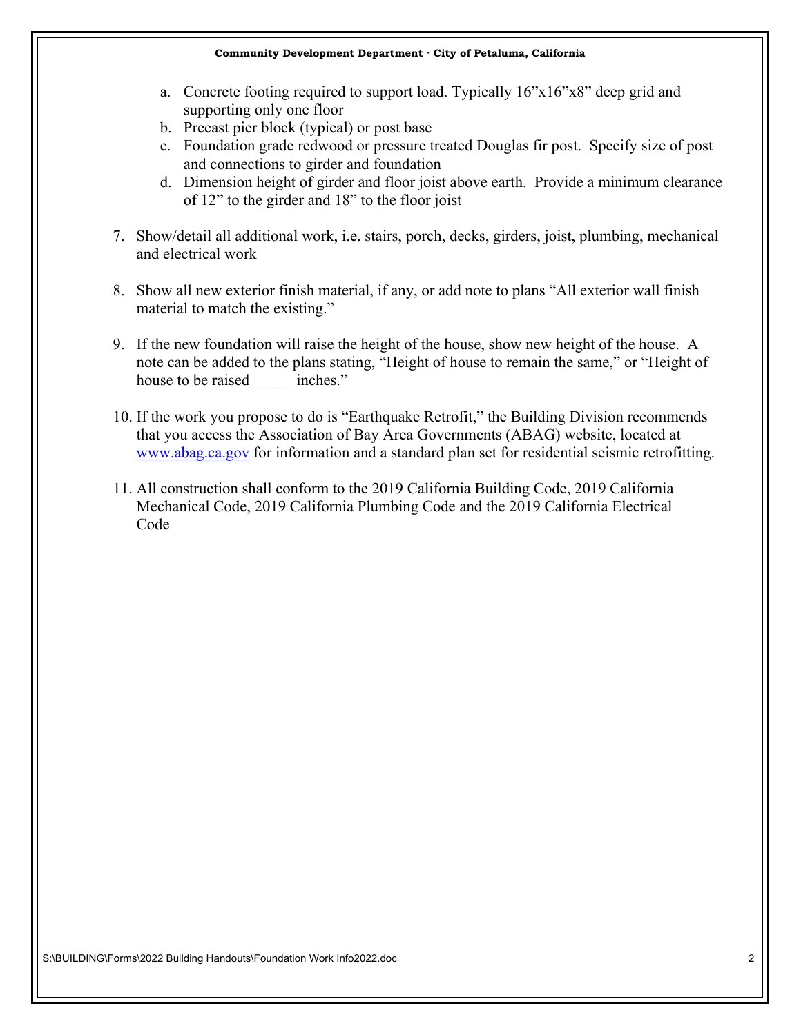a. Concrete footing required to support load. Typically 16"x16"x8" deep grid and supporting only one floor
   b. Precast pier block (typical) or post base
   c. Foundation grade redwood or pressure treated Douglas fir post. Specify size of post and connections to girder and foundation
   d. Dimension height of girder and floor joist above earth. Provide a minimum clearance of 12" to the girder and 18" to the floor joist

7. Show/detail all additional work, i.e. stairs, porch, decks, girders, joist, plumbing, mechanical and electrical work

8. Show all new exterior finish material, if any, or add note to plans "All exterior wall finish material to match the existing."

9. If the new foundation will raise the height of the house, show new height of the house. A note can be added to the plans stating, "Height of house to remain the same," or "Height of house to be raised _____ inches."

10. If the work you propose to do is "Earthquake Retrofit," the Building Division recommends that you access the Association of Bay Area Governments (ABAG) website, located at [www.abag.ca.gov](http://www.abag.ca.gov) for information and a standard plan set for residential seismic retrofitting.

11. All construction shall conform to the 2019 California Building Code, 2019 California Mechanical Code, 2019 California Plumbing Code and the 2019 California Electrical Code